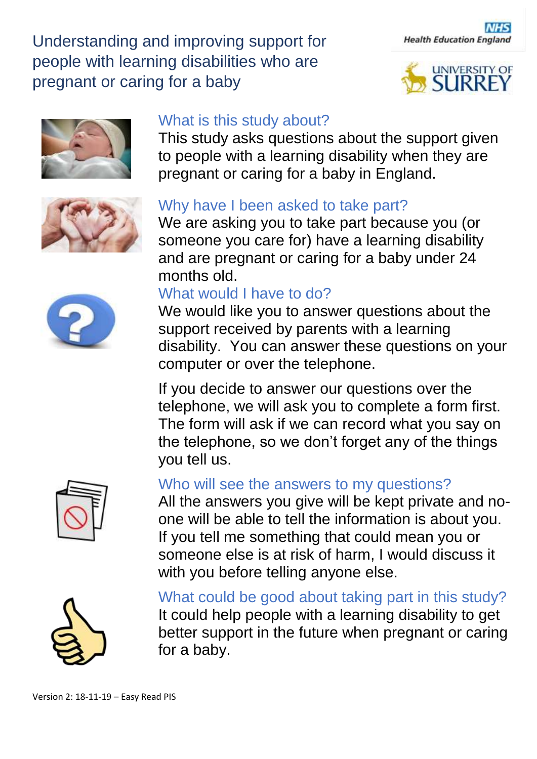# Understanding and improving support for people with learning disabilities who are pregnant or caring for a baby

NHS Health Education England

University of Surrey

## What is this study about?

This study asks questions about the support given to people with a learning disability when they are pregnant or caring for a baby in England.

## Why have I been asked to take part?

We are asking you to take part because you (or someone you care for) have a learning disability and are pregnant or caring for a baby under 24 months old.

## What would I have to do?

We would like you to answer questions about the support received by parents with a learning disability. You can answer these questions on your computer or over the telephone.

If you decide to answer our questions over the telephone, we will ask you to complete a form first. The form will ask if we can record what you say on the telephone, so we don't forget any of the things you tell us.

## Who will see the answers to my questions?

All the answers you give will be kept private and no-one will be able to tell the information is about you. If you tell me something that could mean you or someone else is at risk of harm, I would discuss it with you before telling anyone else.

## What could be good about taking part in this study?

It could help people with a learning disability to get better support in the future when pregnant or caring for a baby.

Version 2: 18-11-19 – Easy Read PIS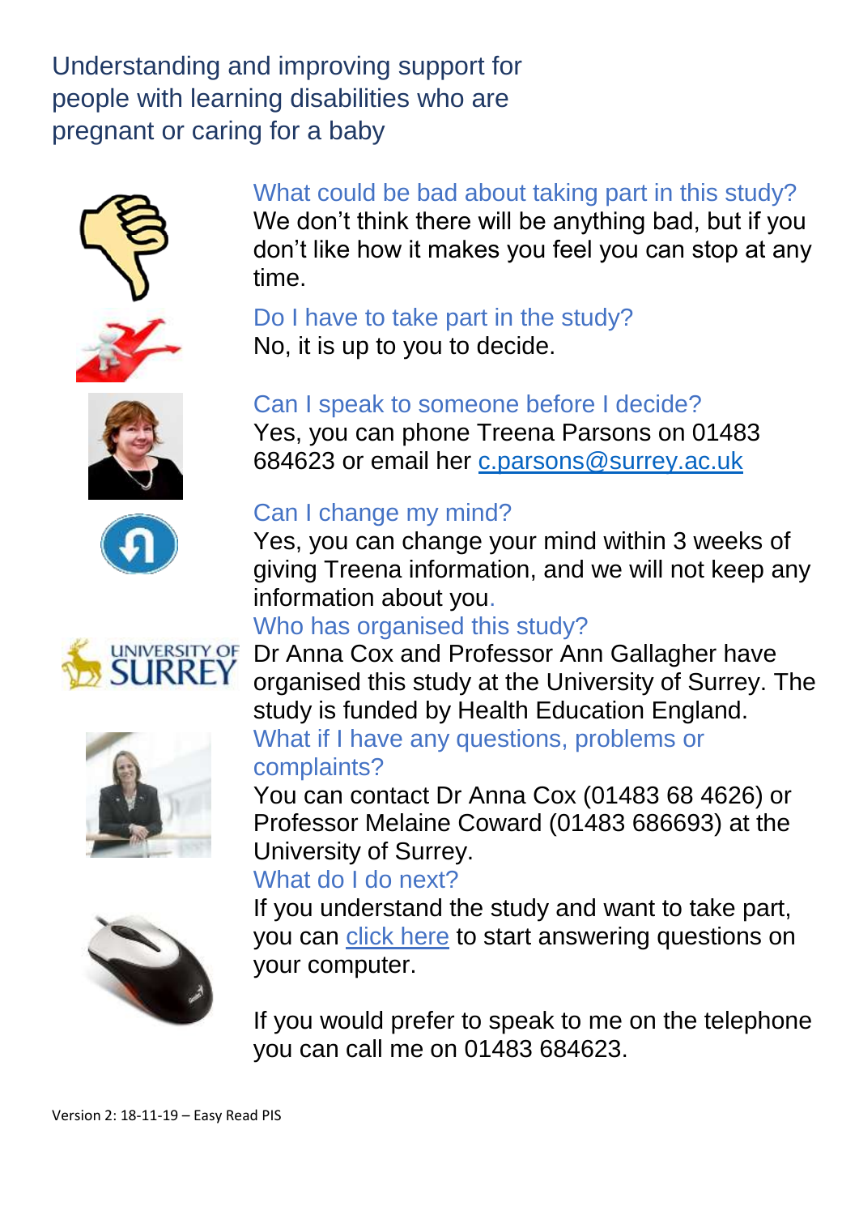# Understanding and improving support for people with learning disabilities who are pregnant or caring for a baby

## What could be bad about taking part in this study?

We don't think there will be anything bad, but if you don't like how it makes you feel you can stop at any time.

## Do I have to take part in the study?

No, it is up to you to decide.

## Can I speak to someone before I decide?

Yes, you can phone Treena Parsons on 01483 684623 or email her c.parsons@surrey.ac.uk

## Can I change my mind?

Yes, you can change your mind within 3 weeks of giving Treena information, and we will not keep any information about you.

## Who has organised this study?

Dr Anna Cox and Professor Ann Gallagher have organised this study at the University of Surrey. The study is funded by Health Education England.

## What if I have any questions, problems or complaints?

You can contact Dr Anna Cox (01483 68 4626) or Professor Melaine Coward (01483 686693) at the University of Surrey.

## What do I do next?

If you understand the study and want to take part, you can click here to start answering questions on your computer.

If you would prefer to speak to me on the telephone you can call me on 01483 684623.

Version 2: 18-11-19 – Easy Read PIS